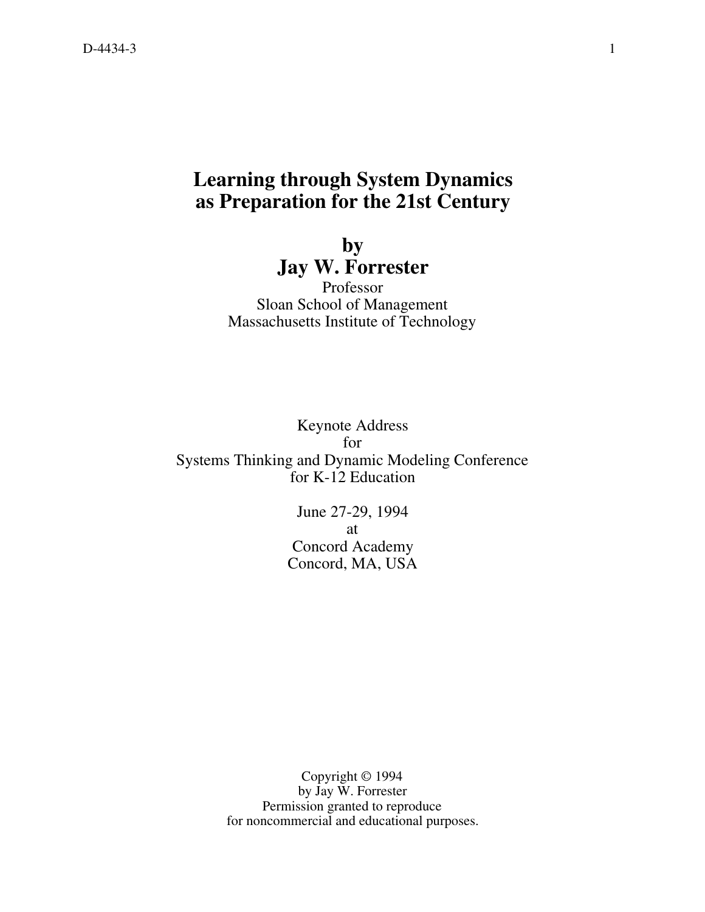# Learning through System Dynamics as Preparation for the 21st Century

**by**

**Jay W. Forrester**

Professor
Sloan School of Management
Massachusetts Institute of Technology

Keynote Address
for
Systems Thinking and Dynamic Modeling Conference
for K-12 Education

June 27-29, 1994
at
Concord Academy
Concord, MA, USA

Copyright © 1994
by Jay W. Forrester
Permission granted to reproduce
for noncommercial and educational purposes.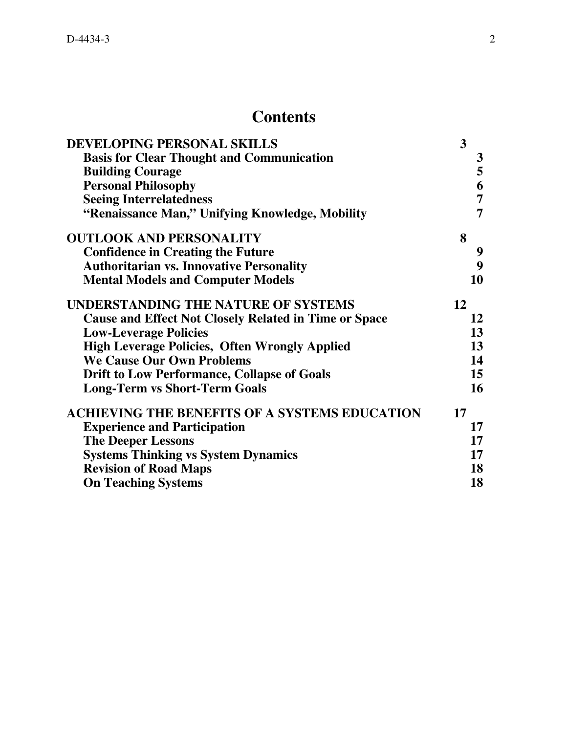# Contents

| | |
|---|---|
| **DEVELOPING PERSONAL SKILLS** | **3** |
| **Basis for Clear Thought and Communication** | **3** |
| **Building Courage** | **5** |
| **Personal Philosophy** | **6** |
| **Seeing Interrelatedness** | **7** |
| **"Renaissance Man," Unifying Knowledge, Mobility** | **7** |
| **OUTLOOK AND PERSONALITY** | **8** |
| **Confidence in Creating the Future** | **9** |
| **Authoritarian vs. Innovative Personality** | **9** |
| **Mental Models and Computer Models** | **10** |
| **UNDERSTANDING THE NATURE OF SYSTEMS** | **12** |
| **Cause and Effect Not Closely Related in Time or Space** | **12** |
| **Low-Leverage Policies** | **13** |
| **High Leverage Policies, Often Wrongly Applied** | **13** |
| **We Cause Our Own Problems** | **14** |
| **Drift to Low Performance, Collapse of Goals** | **15** |
| **Long-Term vs Short-Term Goals** | **16** |
| **ACHIEVING THE BENEFITS OF A SYSTEMS EDUCATION** | **17** |
| **Experience and Participation** | **17** |
| **The Deeper Lessons** | **17** |
| **Systems Thinking vs System Dynamics** | **17** |
| **Revision of Road Maps** | **18** |
| **On Teaching Systems** | **18** |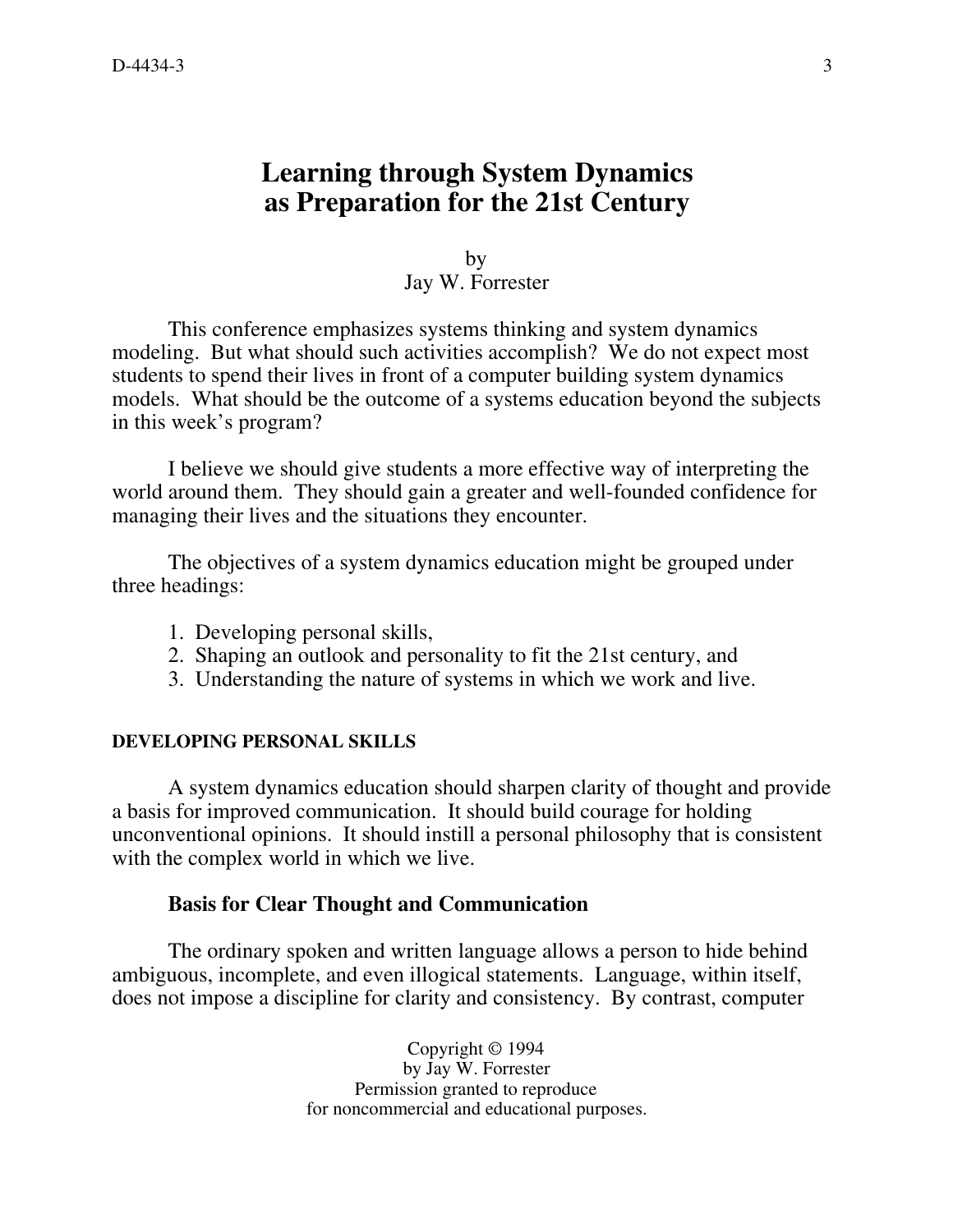# Learning through System Dynamics as Preparation for the 21st Century

by
Jay W. Forrester

This conference emphasizes systems thinking and system dynamics modeling. But what should such activities accomplish? We do not expect most students to spend their lives in front of a computer building system dynamics models. What should be the outcome of a systems education beyond the subjects in this week's program?

I believe we should give students a more effective way of interpreting the world around them. They should gain a greater and well-founded confidence for managing their lives and the situations they encounter.

The objectives of a system dynamics education might be grouped under three headings:

1. Developing personal skills,
2. Shaping an outlook and personality to fit the 21st century, and
3. Understanding the nature of systems in which we work and live.

## DEVELOPING PERSONAL SKILLS

A system dynamics education should sharpen clarity of thought and provide a basis for improved communication. It should build courage for holding unconventional opinions. It should instill a personal philosophy that is consistent with the complex world in which we live.

### Basis for Clear Thought and Communication

The ordinary spoken and written language allows a person to hide behind ambiguous, incomplete, and even illogical statements. Language, within itself, does not impose a discipline for clarity and consistency. By contrast, computer

Copyright © 1994
by Jay W. Forrester
Permission granted to reproduce
for noncommercial and educational purposes.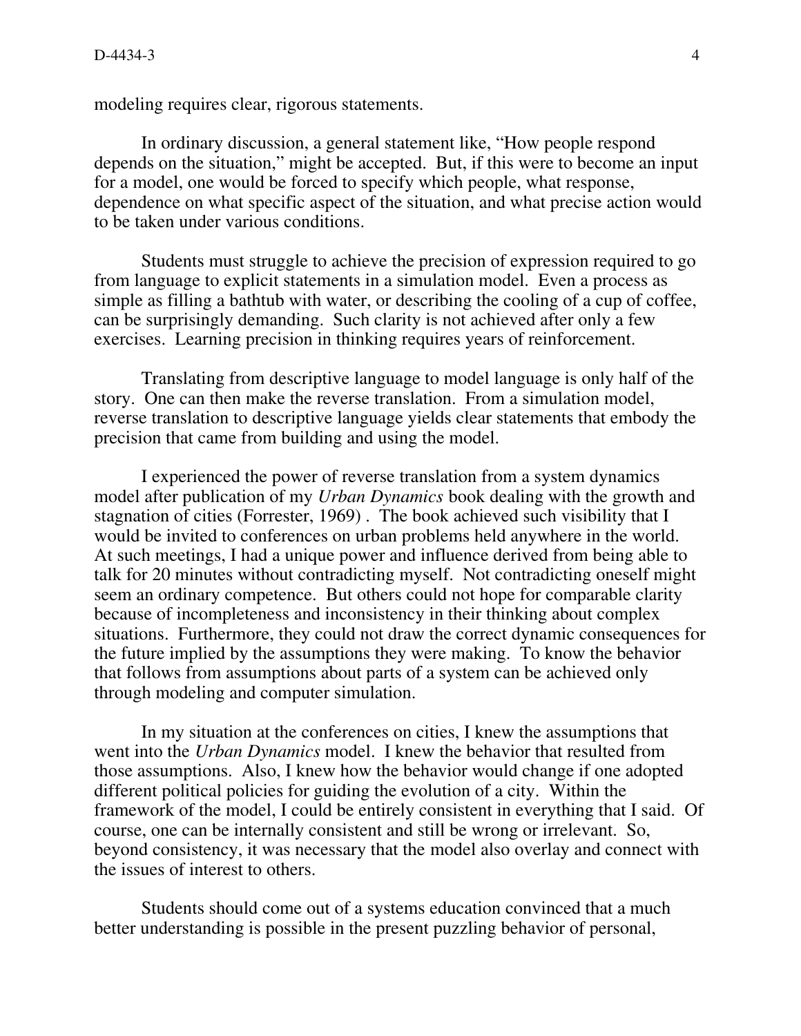modeling requires clear, rigorous statements.

In ordinary discussion, a general statement like, "How people respond depends on the situation," might be accepted. But, if this were to become an input for a model, one would be forced to specify which people, what response, dependence on what specific aspect of the situation, and what precise action would to be taken under various conditions.

Students must struggle to achieve the precision of expression required to go from language to explicit statements in a simulation model. Even a process as simple as filling a bathtub with water, or describing the cooling of a cup of coffee, can be surprisingly demanding. Such clarity is not achieved after only a few exercises. Learning precision in thinking requires years of reinforcement.

Translating from descriptive language to model language is only half of the story. One can then make the reverse translation. From a simulation model, reverse translation to descriptive language yields clear statements that embody the precision that came from building and using the model.

I experienced the power of reverse translation from a system dynamics model after publication of my *Urban Dynamics* book dealing with the growth and stagnation of cities (Forrester, 1969) . The book achieved such visibility that I would be invited to conferences on urban problems held anywhere in the world. At such meetings, I had a unique power and influence derived from being able to talk for 20 minutes without contradicting myself. Not contradicting oneself might seem an ordinary competence. But others could not hope for comparable clarity because of incompleteness and inconsistency in their thinking about complex situations. Furthermore, they could not draw the correct dynamic consequences for the future implied by the assumptions they were making. To know the behavior that follows from assumptions about parts of a system can be achieved only through modeling and computer simulation.

In my situation at the conferences on cities, I knew the assumptions that went into the *Urban Dynamics* model. I knew the behavior that resulted from those assumptions. Also, I knew how the behavior would change if one adopted different political policies for guiding the evolution of a city. Within the framework of the model, I could be entirely consistent in everything that I said. Of course, one can be internally consistent and still be wrong or irrelevant. So, beyond consistency, it was necessary that the model also overlay and connect with the issues of interest to others.

Students should come out of a systems education convinced that a much better understanding is possible in the present puzzling behavior of personal,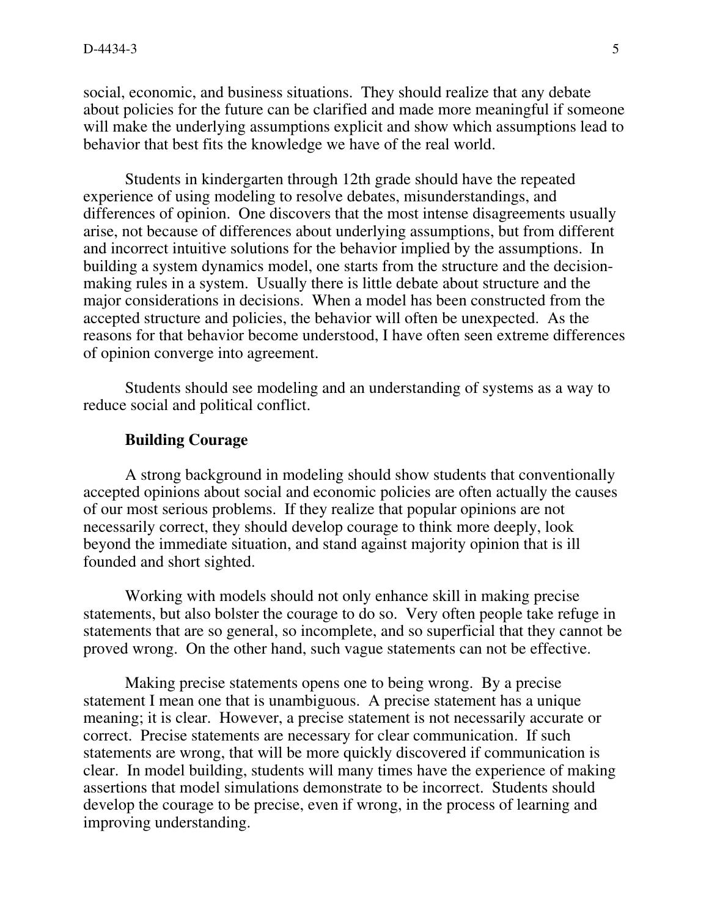social, economic, and business situations. They should realize that any debate about policies for the future can be clarified and made more meaningful if someone will make the underlying assumptions explicit and show which assumptions lead to behavior that best fits the knowledge we have of the real world.

Students in kindergarten through 12th grade should have the repeated experience of using modeling to resolve debates, misunderstandings, and differences of opinion. One discovers that the most intense disagreements usually arise, not because of differences about underlying assumptions, but from different and incorrect intuitive solutions for the behavior implied by the assumptions. In building a system dynamics model, one starts from the structure and the decision-making rules in a system. Usually there is little debate about structure and the major considerations in decisions. When a model has been constructed from the accepted structure and policies, the behavior will often be unexpected. As the reasons for that behavior become understood, I have often seen extreme differences of opinion converge into agreement.

Students should see modeling and an understanding of systems as a way to reduce social and political conflict.

### Building Courage

A strong background in modeling should show students that conventionally accepted opinions about social and economic policies are often actually the causes of our most serious problems. If they realize that popular opinions are not necessarily correct, they should develop courage to think more deeply, look beyond the immediate situation, and stand against majority opinion that is ill founded and short sighted.

Working with models should not only enhance skill in making precise statements, but also bolster the courage to do so. Very often people take refuge in statements that are so general, so incomplete, and so superficial that they cannot be proved wrong. On the other hand, such vague statements can not be effective.

Making precise statements opens one to being wrong. By a precise statement I mean one that is unambiguous. A precise statement has a unique meaning; it is clear. However, a precise statement is not necessarily accurate or correct. Precise statements are necessary for clear communication. If such statements are wrong, that will be more quickly discovered if communication is clear. In model building, students will many times have the experience of making assertions that model simulations demonstrate to be incorrect. Students should develop the courage to be precise, even if wrong, in the process of learning and improving understanding.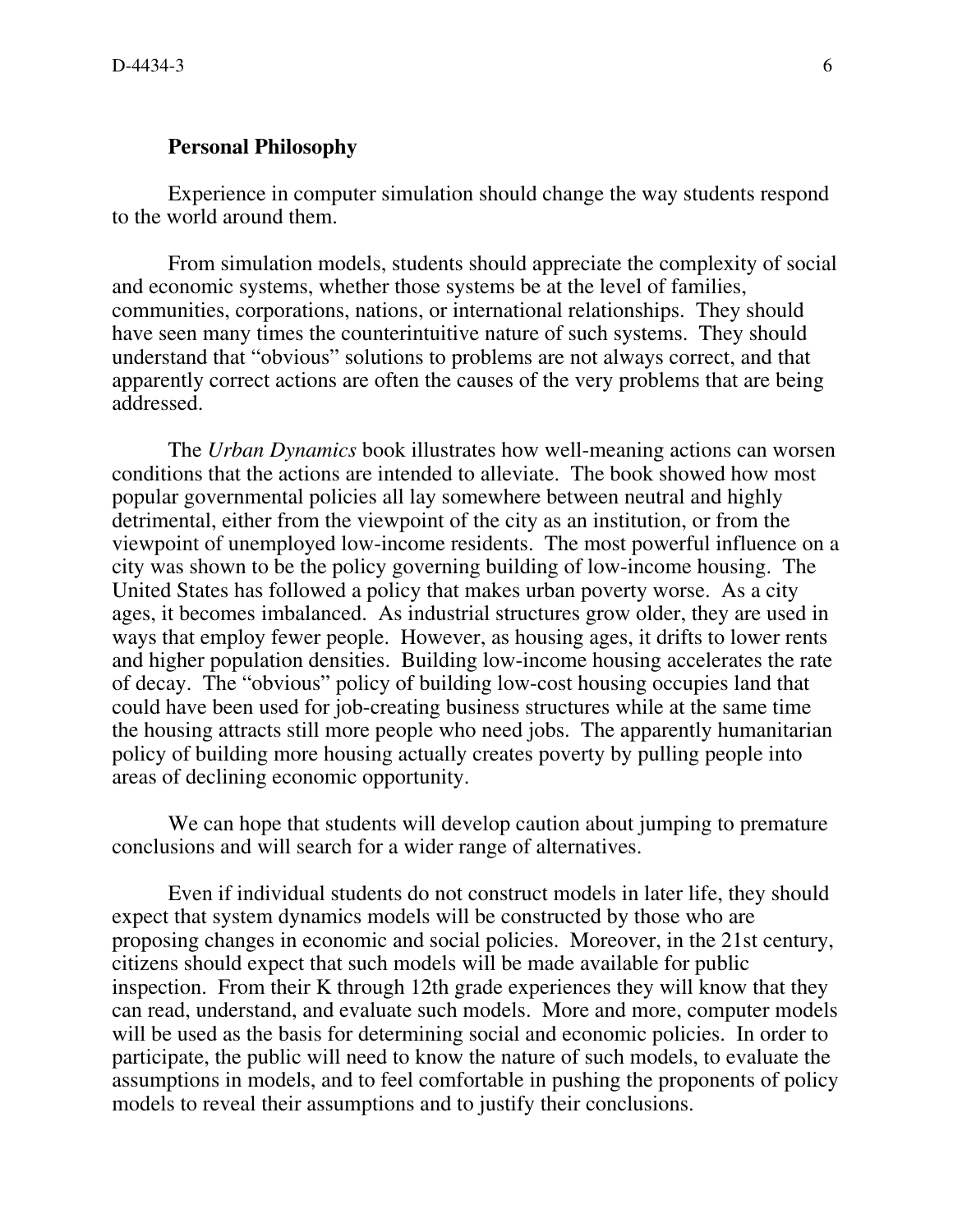## Personal Philosophy

Experience in computer simulation should change the way students respond to the world around them.

From simulation models, students should appreciate the complexity of social and economic systems, whether those systems be at the level of families, communities, corporations, nations, or international relationships. They should have seen many times the counterintuitive nature of such systems. They should understand that "obvious" solutions to problems are not always correct, and that apparently correct actions are often the causes of the very problems that are being addressed.

The *Urban Dynamics* book illustrates how well-meaning actions can worsen conditions that the actions are intended to alleviate. The book showed how most popular governmental policies all lay somewhere between neutral and highly detrimental, either from the viewpoint of the city as an institution, or from the viewpoint of unemployed low-income residents. The most powerful influence on a city was shown to be the policy governing building of low-income housing. The United States has followed a policy that makes urban poverty worse. As a city ages, it becomes imbalanced. As industrial structures grow older, they are used in ways that employ fewer people. However, as housing ages, it drifts to lower rents and higher population densities. Building low-income housing accelerates the rate of decay. The "obvious" policy of building low-cost housing occupies land that could have been used for job-creating business structures while at the same time the housing attracts still more people who need jobs. The apparently humanitarian policy of building more housing actually creates poverty by pulling people into areas of declining economic opportunity.

We can hope that students will develop caution about jumping to premature conclusions and will search for a wider range of alternatives.

Even if individual students do not construct models in later life, they should expect that system dynamics models will be constructed by those who are proposing changes in economic and social policies. Moreover, in the 21st century, citizens should expect that such models will be made available for public inspection. From their K through 12th grade experiences they will know that they can read, understand, and evaluate such models. More and more, computer models will be used as the basis for determining social and economic policies. In order to participate, the public will need to know the nature of such models, to evaluate the assumptions in models, and to feel comfortable in pushing the proponents of policy models to reveal their assumptions and to justify their conclusions.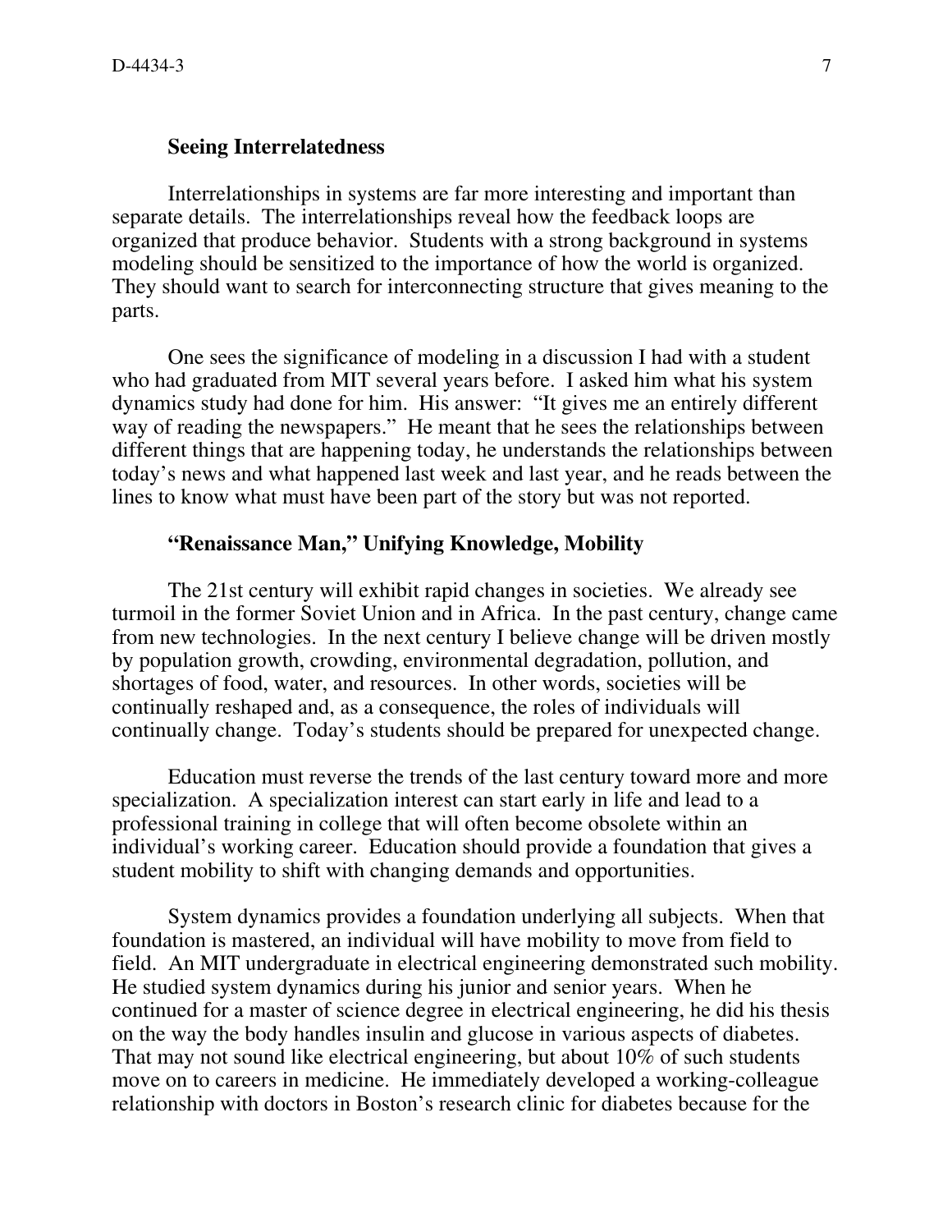### Seeing Interrelatedness

Interrelationships in systems are far more interesting and important than separate details. The interrelationships reveal how the feedback loops are organized that produce behavior. Students with a strong background in systems modeling should be sensitized to the importance of how the world is organized. They should want to search for interconnecting structure that gives meaning to the parts.

One sees the significance of modeling in a discussion I had with a student who had graduated from MIT several years before. I asked him what his system dynamics study had done for him. His answer: "It gives me an entirely different way of reading the newspapers." He meant that he sees the relationships between different things that are happening today, he understands the relationships between today's news and what happened last week and last year, and he reads between the lines to know what must have been part of the story but was not reported.

### "Renaissance Man," Unifying Knowledge, Mobility

The 21st century will exhibit rapid changes in societies. We already see turmoil in the former Soviet Union and in Africa. In the past century, change came from new technologies. In the next century I believe change will be driven mostly by population growth, crowding, environmental degradation, pollution, and shortages of food, water, and resources. In other words, societies will be continually reshaped and, as a consequence, the roles of individuals will continually change. Today's students should be prepared for unexpected change.

Education must reverse the trends of the last century toward more and more specialization. A specialization interest can start early in life and lead to a professional training in college that will often become obsolete within an individual's working career. Education should provide a foundation that gives a student mobility to shift with changing demands and opportunities.

System dynamics provides a foundation underlying all subjects. When that foundation is mastered, an individual will have mobility to move from field to field. An MIT undergraduate in electrical engineering demonstrated such mobility. He studied system dynamics during his junior and senior years. When he continued for a master of science degree in electrical engineering, he did his thesis on the way the body handles insulin and glucose in various aspects of diabetes. That may not sound like electrical engineering, but about 10% of such students move on to careers in medicine. He immediately developed a working-colleague relationship with doctors in Boston's research clinic for diabetes because for the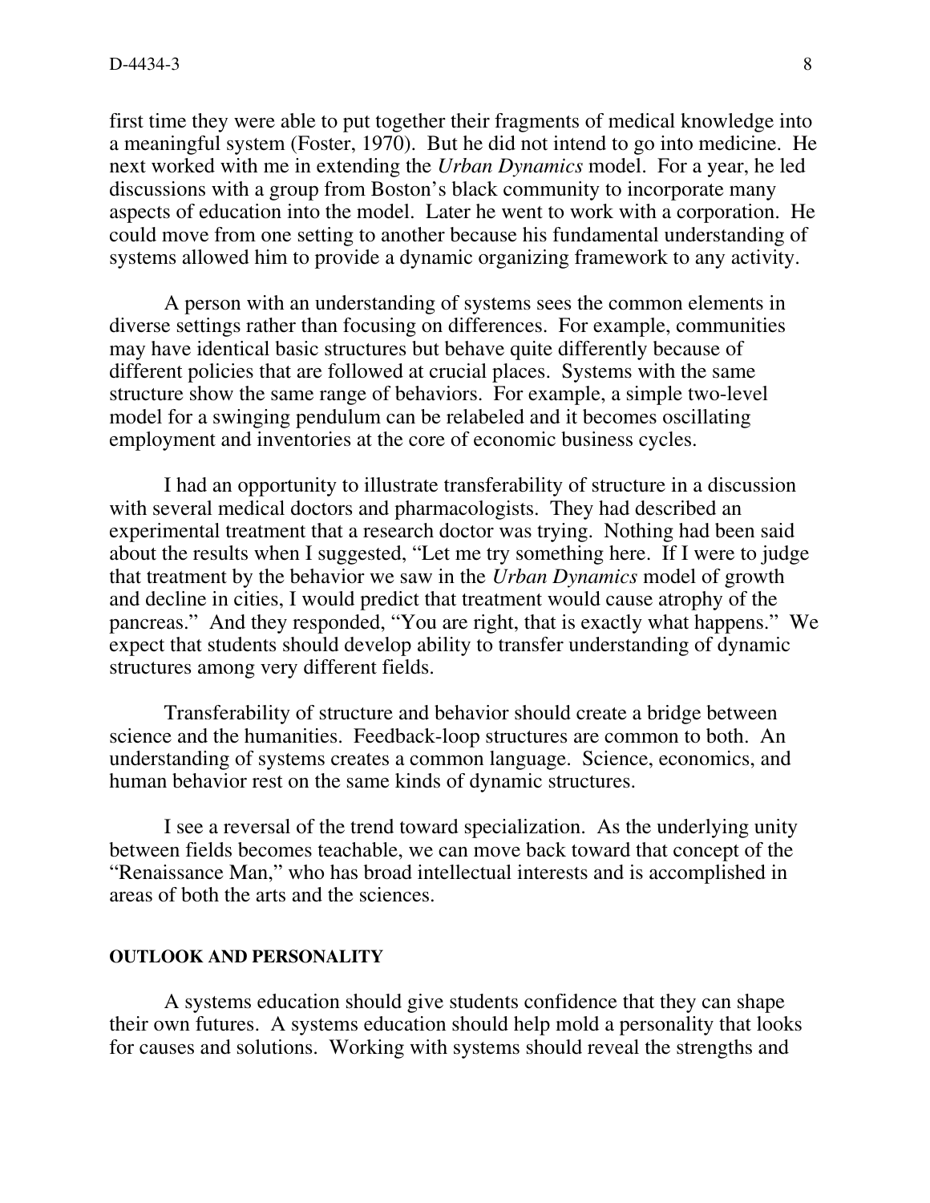first time they were able to put together their fragments of medical knowledge into a meaningful system (Foster, 1970). But he did not intend to go into medicine. He next worked with me in extending the *Urban Dynamics* model. For a year, he led discussions with a group from Boston's black community to incorporate many aspects of education into the model. Later he went to work with a corporation. He could move from one setting to another because his fundamental understanding of systems allowed him to provide a dynamic organizing framework to any activity.

A person with an understanding of systems sees the common elements in diverse settings rather than focusing on differences. For example, communities may have identical basic structures but behave quite differently because of different policies that are followed at crucial places. Systems with the same structure show the same range of behaviors. For example, a simple two-level model for a swinging pendulum can be relabeled and it becomes oscillating employment and inventories at the core of economic business cycles.

I had an opportunity to illustrate transferability of structure in a discussion with several medical doctors and pharmacologists. They had described an experimental treatment that a research doctor was trying. Nothing had been said about the results when I suggested, "Let me try something here. If I were to judge that treatment by the behavior we saw in the *Urban Dynamics* model of growth and decline in cities, I would predict that treatment would cause atrophy of the pancreas." And they responded, "You are right, that is exactly what happens." We expect that students should develop ability to transfer understanding of dynamic structures among very different fields.

Transferability of structure and behavior should create a bridge between science and the humanities. Feedback-loop structures are common to both. An understanding of systems creates a common language. Science, economics, and human behavior rest on the same kinds of dynamic structures.

I see a reversal of the trend toward specialization. As the underlying unity between fields becomes teachable, we can move back toward that concept of the "Renaissance Man," who has broad intellectual interests and is accomplished in areas of both the arts and the sciences.

## OUTLOOK AND PERSONALITY

A systems education should give students confidence that they can shape their own futures. A systems education should help mold a personality that looks for causes and solutions. Working with systems should reveal the strengths and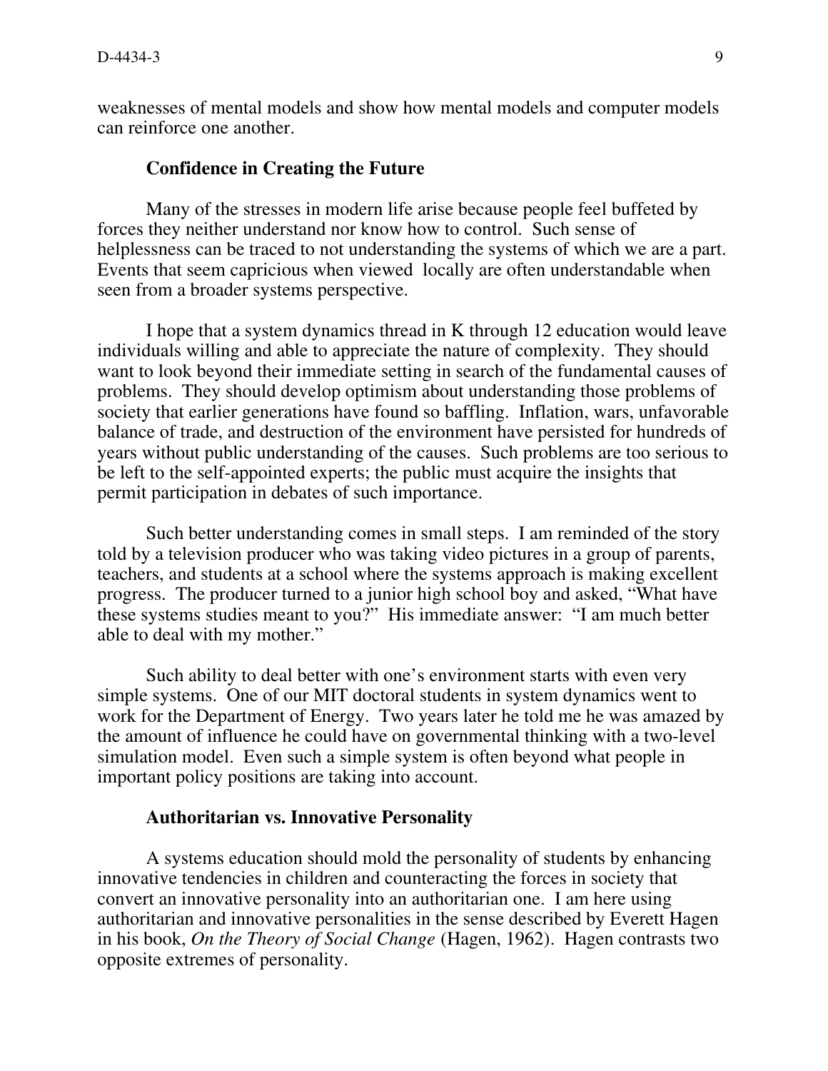weaknesses of mental models and show how mental models and computer models can reinforce one another.

## Confidence in Creating the Future

Many of the stresses in modern life arise because people feel buffeted by forces they neither understand nor know how to control. Such sense of helplessness can be traced to not understanding the systems of which we are a part. Events that seem capricious when viewed locally are often understandable when seen from a broader systems perspective.

I hope that a system dynamics thread in K through 12 education would leave individuals willing and able to appreciate the nature of complexity. They should want to look beyond their immediate setting in search of the fundamental causes of problems. They should develop optimism about understanding those problems of society that earlier generations have found so baffling. Inflation, wars, unfavorable balance of trade, and destruction of the environment have persisted for hundreds of years without public understanding of the causes. Such problems are too serious to be left to the self-appointed experts; the public must acquire the insights that permit participation in debates of such importance.

Such better understanding comes in small steps. I am reminded of the story told by a television producer who was taking video pictures in a group of parents, teachers, and students at a school where the systems approach is making excellent progress. The producer turned to a junior high school boy and asked, "What have these systems studies meant to you?" His immediate answer: "I am much better able to deal with my mother."

Such ability to deal better with one's environment starts with even very simple systems. One of our MIT doctoral students in system dynamics went to work for the Department of Energy. Two years later he told me he was amazed by the amount of influence he could have on governmental thinking with a two-level simulation model. Even such a simple system is often beyond what people in important policy positions are taking into account.

## Authoritarian vs. Innovative Personality

A systems education should mold the personality of students by enhancing innovative tendencies in children and counteracting the forces in society that convert an innovative personality into an authoritarian one. I am here using authoritarian and innovative personalities in the sense described by Everett Hagen in his book, *On the Theory of Social Change* (Hagen, 1962). Hagen contrasts two opposite extremes of personality.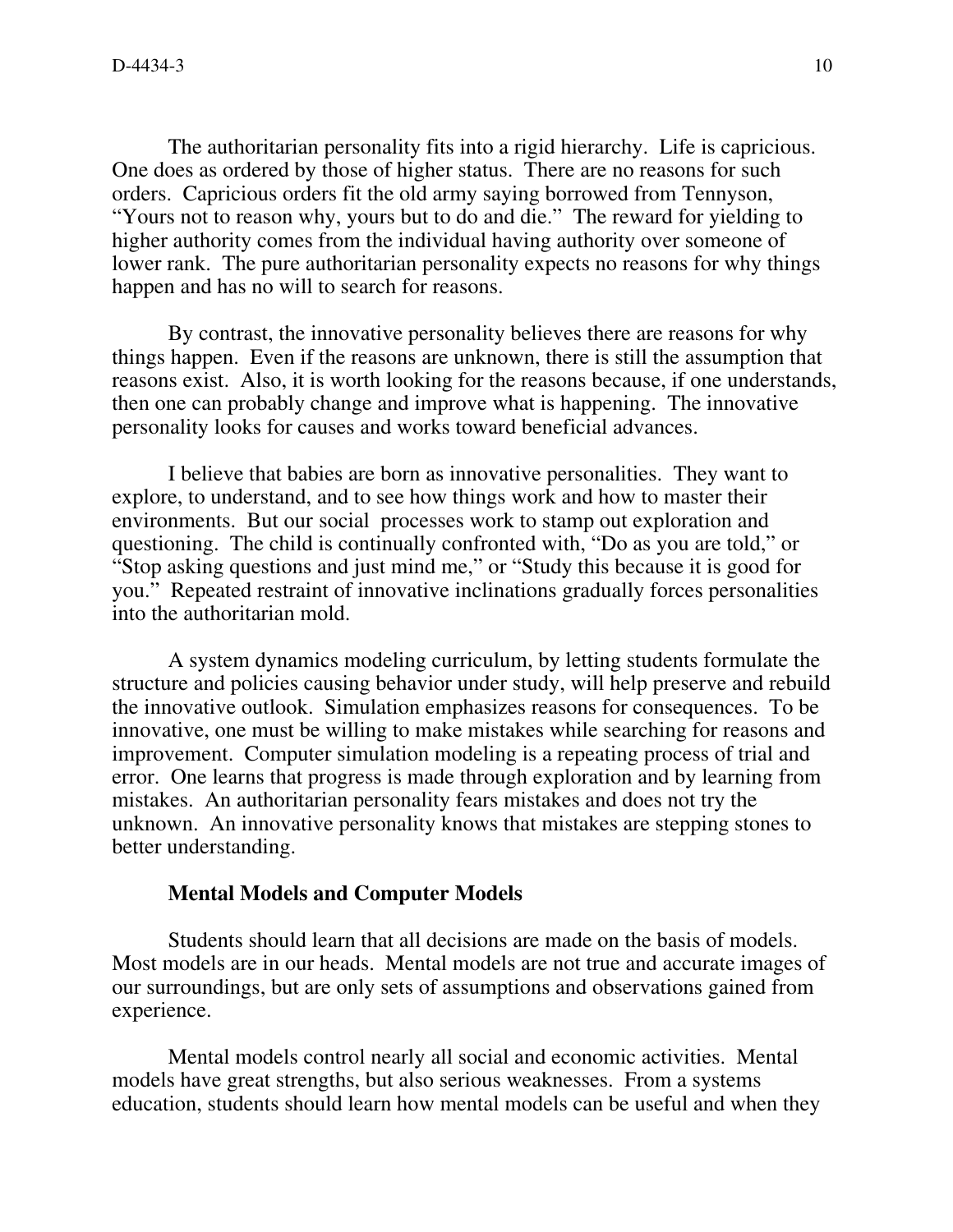The authoritarian personality fits into a rigid hierarchy. Life is capricious. One does as ordered by those of higher status. There are no reasons for such orders. Capricious orders fit the old army saying borrowed from Tennyson, "Yours not to reason why, yours but to do and die." The reward for yielding to higher authority comes from the individual having authority over someone of lower rank. The pure authoritarian personality expects no reasons for why things happen and has no will to search for reasons.

By contrast, the innovative personality believes there are reasons for why things happen. Even if the reasons are unknown, there is still the assumption that reasons exist. Also, it is worth looking for the reasons because, if one understands, then one can probably change and improve what is happening. The innovative personality looks for causes and works toward beneficial advances.

I believe that babies are born as innovative personalities. They want to explore, to understand, and to see how things work and how to master their environments. But our social processes work to stamp out exploration and questioning. The child is continually confronted with, "Do as you are told," or "Stop asking questions and just mind me," or "Study this because it is good for you." Repeated restraint of innovative inclinations gradually forces personalities into the authoritarian mold.

A system dynamics modeling curriculum, by letting students formulate the structure and policies causing behavior under study, will help preserve and rebuild the innovative outlook. Simulation emphasizes reasons for consequences. To be innovative, one must be willing to make mistakes while searching for reasons and improvement. Computer simulation modeling is a repeating process of trial and error. One learns that progress is made through exploration and by learning from mistakes. An authoritarian personality fears mistakes and does not try the unknown. An innovative personality knows that mistakes are stepping stones to better understanding.

### Mental Models and Computer Models

Students should learn that all decisions are made on the basis of models. Most models are in our heads. Mental models are not true and accurate images of our surroundings, but are only sets of assumptions and observations gained from experience.

Mental models control nearly all social and economic activities. Mental models have great strengths, but also serious weaknesses. From a systems education, students should learn how mental models can be useful and when they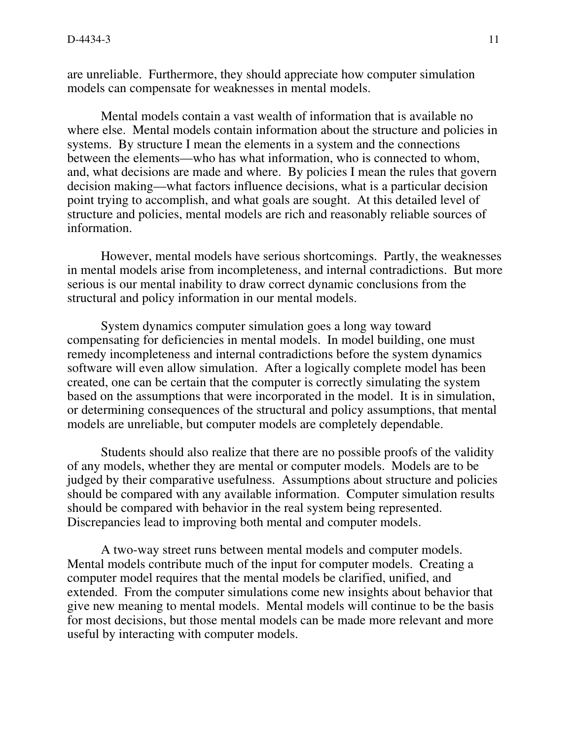are unreliable. Furthermore, they should appreciate how computer simulation models can compensate for weaknesses in mental models.

Mental models contain a vast wealth of information that is available no where else. Mental models contain information about the structure and policies in systems. By structure I mean the elements in a system and the connections between the elements—who has what information, who is connected to whom, and, what decisions are made and where. By policies I mean the rules that govern decision making—what factors influence decisions, what is a particular decision point trying to accomplish, and what goals are sought. At this detailed level of structure and policies, mental models are rich and reasonably reliable sources of information.

However, mental models have serious shortcomings. Partly, the weaknesses in mental models arise from incompleteness, and internal contradictions. But more serious is our mental inability to draw correct dynamic conclusions from the structural and policy information in our mental models.

System dynamics computer simulation goes a long way toward compensating for deficiencies in mental models. In model building, one must remedy incompleteness and internal contradictions before the system dynamics software will even allow simulation. After a logically complete model has been created, one can be certain that the computer is correctly simulating the system based on the assumptions that were incorporated in the model. It is in simulation, or determining consequences of the structural and policy assumptions, that mental models are unreliable, but computer models are completely dependable.

Students should also realize that there are no possible proofs of the validity of any models, whether they are mental or computer models. Models are to be judged by their comparative usefulness. Assumptions about structure and policies should be compared with any available information. Computer simulation results should be compared with behavior in the real system being represented. Discrepancies lead to improving both mental and computer models.

A two-way street runs between mental models and computer models. Mental models contribute much of the input for computer models. Creating a computer model requires that the mental models be clarified, unified, and extended. From the computer simulations come new insights about behavior that give new meaning to mental models. Mental models will continue to be the basis for most decisions, but those mental models can be made more relevant and more useful by interacting with computer models.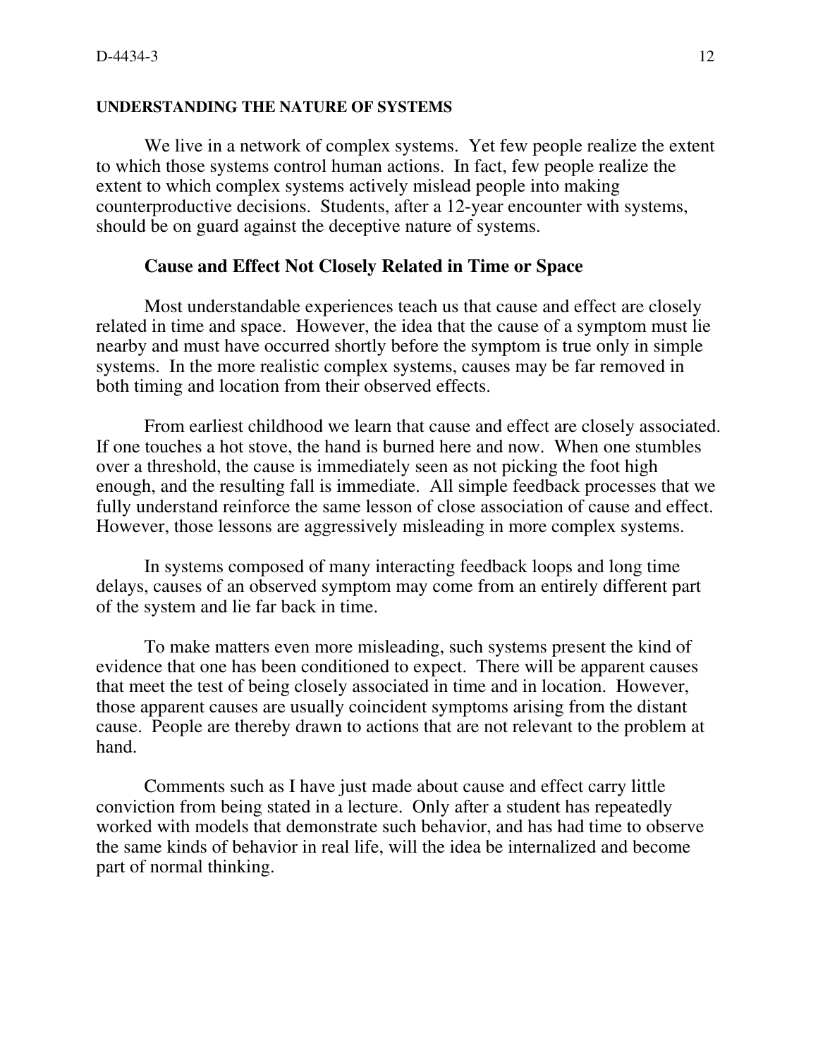## UNDERSTANDING THE NATURE OF SYSTEMS

We live in a network of complex systems. Yet few people realize the extent to which those systems control human actions. In fact, few people realize the extent to which complex systems actively mislead people into making counterproductive decisions. Students, after a 12-year encounter with systems, should be on guard against the deceptive nature of systems.

### Cause and Effect Not Closely Related in Time or Space

Most understandable experiences teach us that cause and effect are closely related in time and space. However, the idea that the cause of a symptom must lie nearby and must have occurred shortly before the symptom is true only in simple systems. In the more realistic complex systems, causes may be far removed in both timing and location from their observed effects.

From earliest childhood we learn that cause and effect are closely associated. If one touches a hot stove, the hand is burned here and now. When one stumbles over a threshold, the cause is immediately seen as not picking the foot high enough, and the resulting fall is immediate. All simple feedback processes that we fully understand reinforce the same lesson of close association of cause and effect. However, those lessons are aggressively misleading in more complex systems.

In systems composed of many interacting feedback loops and long time delays, causes of an observed symptom may come from an entirely different part of the system and lie far back in time.

To make matters even more misleading, such systems present the kind of evidence that one has been conditioned to expect. There will be apparent causes that meet the test of being closely associated in time and in location. However, those apparent causes are usually coincident symptoms arising from the distant cause. People are thereby drawn to actions that are not relevant to the problem at hand.

Comments such as I have just made about cause and effect carry little conviction from being stated in a lecture. Only after a student has repeatedly worked with models that demonstrate such behavior, and has had time to observe the same kinds of behavior in real life, will the idea be internalized and become part of normal thinking.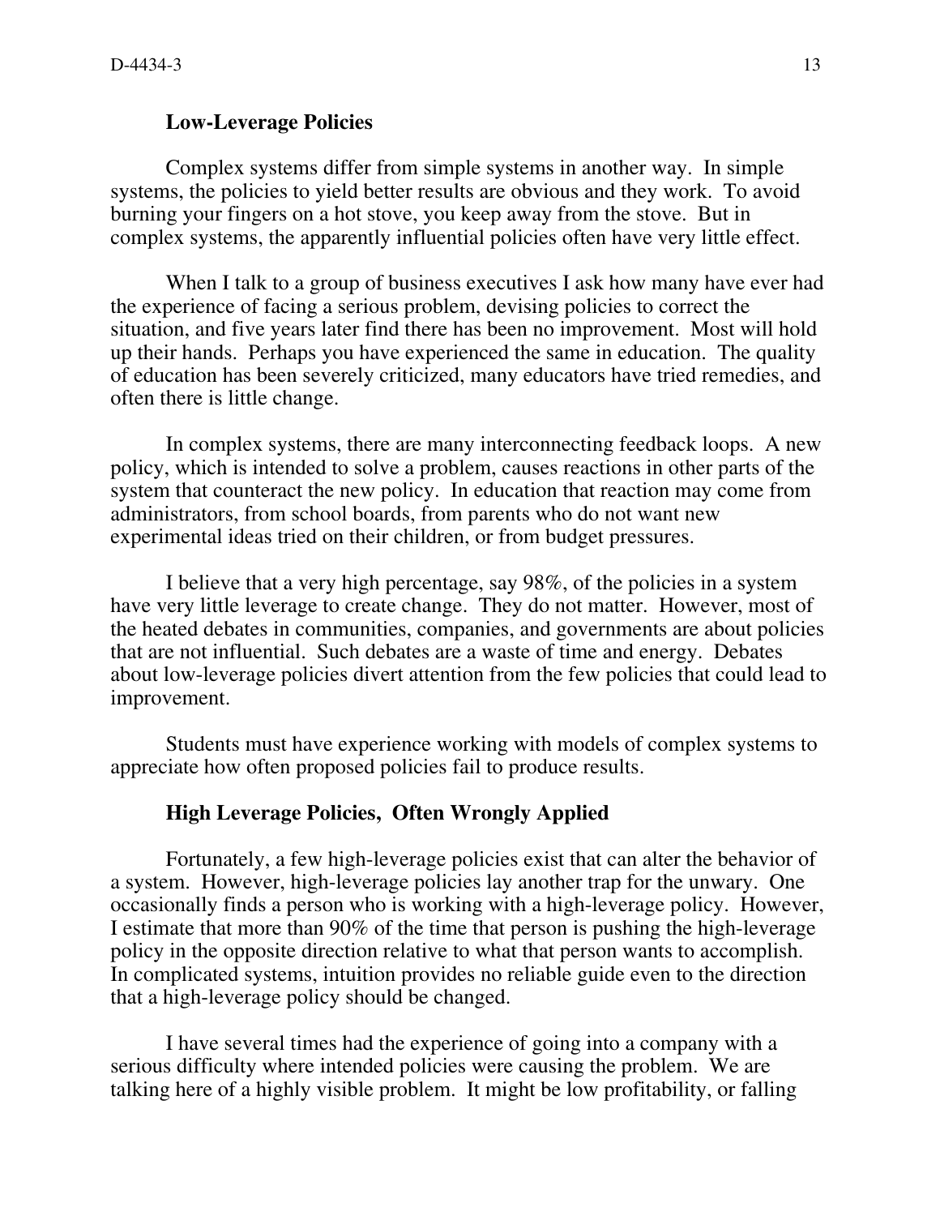## Low-Leverage Policies

Complex systems differ from simple systems in another way. In simple systems, the policies to yield better results are obvious and they work. To avoid burning your fingers on a hot stove, you keep away from the stove. But in complex systems, the apparently influential policies often have very little effect.

When I talk to a group of business executives I ask how many have ever had the experience of facing a serious problem, devising policies to correct the situation, and five years later find there has been no improvement. Most will hold up their hands. Perhaps you have experienced the same in education. The quality of education has been severely criticized, many educators have tried remedies, and often there is little change.

In complex systems, there are many interconnecting feedback loops. A new policy, which is intended to solve a problem, causes reactions in other parts of the system that counteract the new policy. In education that reaction may come from administrators, from school boards, from parents who do not want new experimental ideas tried on their children, or from budget pressures.

I believe that a very high percentage, say 98%, of the policies in a system have very little leverage to create change. They do not matter. However, most of the heated debates in communities, companies, and governments are about policies that are not influential. Such debates are a waste of time and energy. Debates about low-leverage policies divert attention from the few policies that could lead to improvement.

Students must have experience working with models of complex systems to appreciate how often proposed policies fail to produce results.

## High Leverage Policies, Often Wrongly Applied

Fortunately, a few high-leverage policies exist that can alter the behavior of a system. However, high-leverage policies lay another trap for the unwary. One occasionally finds a person who is working with a high-leverage policy. However, I estimate that more than 90% of the time that person is pushing the high-leverage policy in the opposite direction relative to what that person wants to accomplish. In complicated systems, intuition provides no reliable guide even to the direction that a high-leverage policy should be changed.

I have several times had the experience of going into a company with a serious difficulty where intended policies were causing the problem. We are talking here of a highly visible problem. It might be low profitability, or falling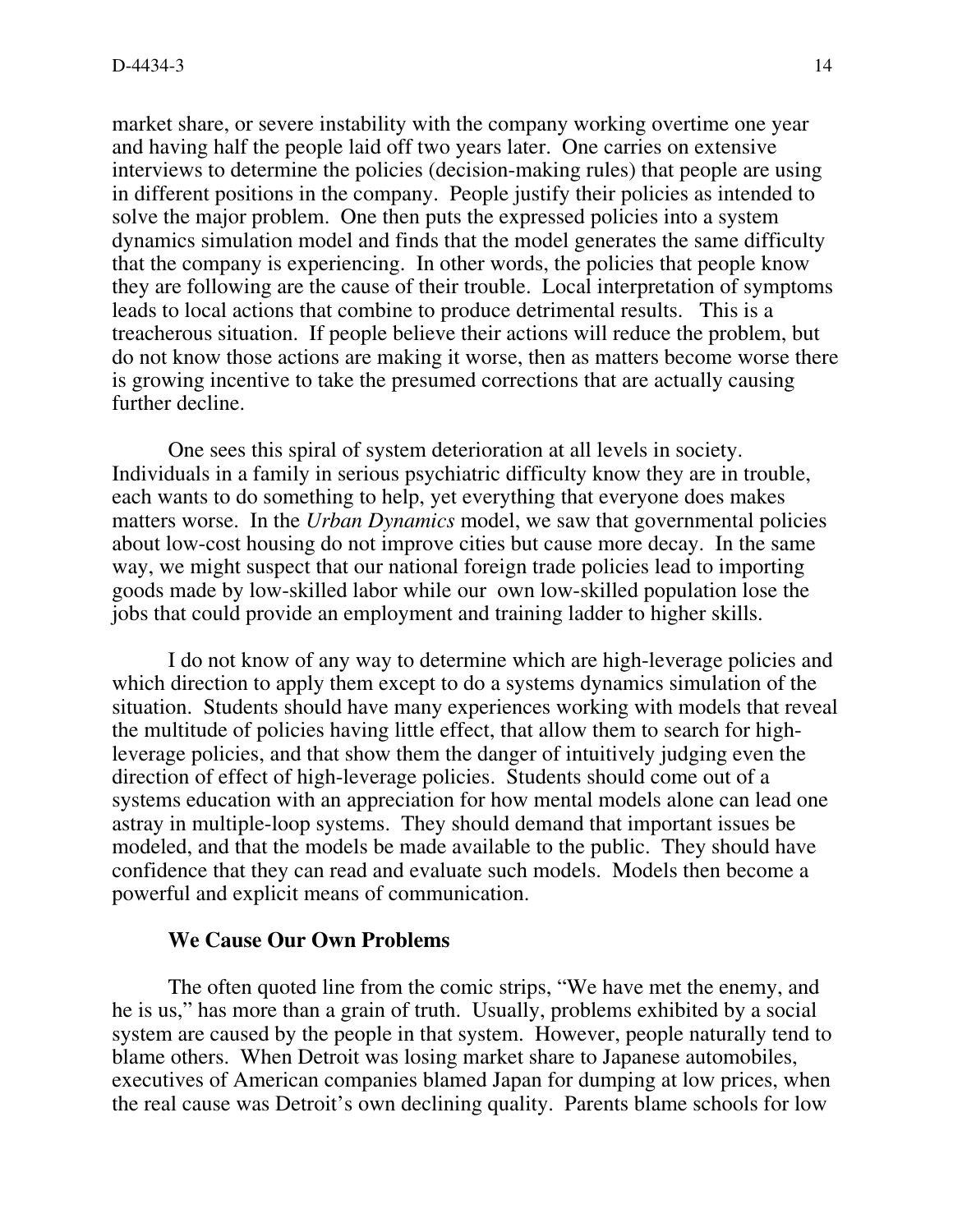market share, or severe instability with the company working overtime one year and having half the people laid off two years later. One carries on extensive interviews to determine the policies (decision-making rules) that people are using in different positions in the company. People justify their policies as intended to solve the major problem. One then puts the expressed policies into a system dynamics simulation model and finds that the model generates the same difficulty that the company is experiencing. In other words, the policies that people know they are following are the cause of their trouble. Local interpretation of symptoms leads to local actions that combine to produce detrimental results. This is a treacherous situation. If people believe their actions will reduce the problem, but do not know those actions are making it worse, then as matters become worse there is growing incentive to take the presumed corrections that are actually causing further decline.

One sees this spiral of system deterioration at all levels in society. Individuals in a family in serious psychiatric difficulty know they are in trouble, each wants to do something to help, yet everything that everyone does makes matters worse. In the *Urban Dynamics* model, we saw that governmental policies about low-cost housing do not improve cities but cause more decay. In the same way, we might suspect that our national foreign trade policies lead to importing goods made by low-skilled labor while our own low-skilled population lose the jobs that could provide an employment and training ladder to higher skills.

I do not know of any way to determine which are high-leverage policies and which direction to apply them except to do a systems dynamics simulation of the situation. Students should have many experiences working with models that reveal the multitude of policies having little effect, that allow them to search for high-leverage policies, and that show them the danger of intuitively judging even the direction of effect of high-leverage policies. Students should come out of a systems education with an appreciation for how mental models alone can lead one astray in multiple-loop systems. They should demand that important issues be modeled, and that the models be made available to the public. They should have confidence that they can read and evaluate such models. Models then become a powerful and explicit means of communication.

### We Cause Our Own Problems

The often quoted line from the comic strips, "We have met the enemy, and he is us," has more than a grain of truth. Usually, problems exhibited by a social system are caused by the people in that system. However, people naturally tend to blame others. When Detroit was losing market share to Japanese automobiles, executives of American companies blamed Japan for dumping at low prices, when the real cause was Detroit's own declining quality. Parents blame schools for low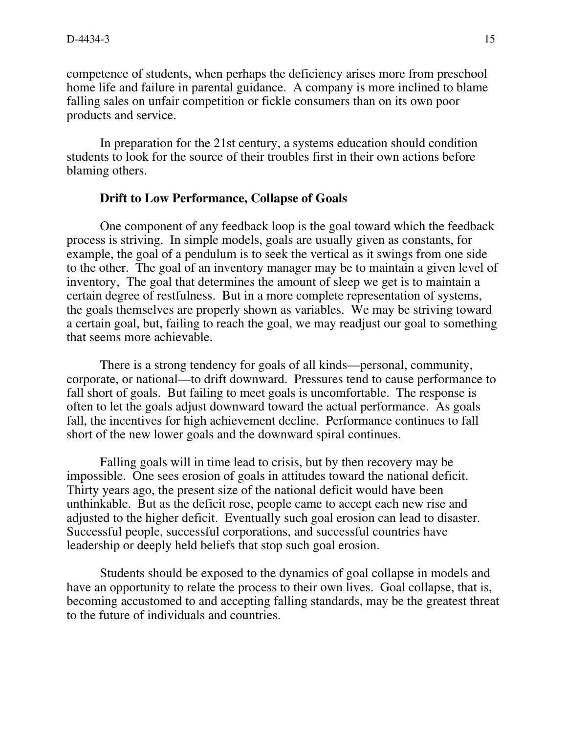competence of students, when perhaps the deficiency arises more from preschool home life and failure in parental guidance. A company is more inclined to blame falling sales on unfair competition or fickle consumers than on its own poor products and service.

In preparation for the 21st century, a systems education should condition students to look for the source of their troubles first in their own actions before blaming others.

### Drift to Low Performance, Collapse of Goals

One component of any feedback loop is the goal toward which the feedback process is striving. In simple models, goals are usually given as constants, for example, the goal of a pendulum is to seek the vertical as it swings from one side to the other. The goal of an inventory manager may be to maintain a given level of inventory, The goal that determines the amount of sleep we get is to maintain a certain degree of restfulness. But in a more complete representation of systems, the goals themselves are properly shown as variables. We may be striving toward a certain goal, but, failing to reach the goal, we may readjust our goal to something that seems more achievable.

There is a strong tendency for goals of all kinds—personal, community, corporate, or national—to drift downward. Pressures tend to cause performance to fall short of goals. But failing to meet goals is uncomfortable. The response is often to let the goals adjust downward toward the actual performance. As goals fall, the incentives for high achievement decline. Performance continues to fall short of the new lower goals and the downward spiral continues.

Falling goals will in time lead to crisis, but by then recovery may be impossible. One sees erosion of goals in attitudes toward the national deficit. Thirty years ago, the present size of the national deficit would have been unthinkable. But as the deficit rose, people came to accept each new rise and adjusted to the higher deficit. Eventually such goal erosion can lead to disaster. Successful people, successful corporations, and successful countries have leadership or deeply held beliefs that stop such goal erosion.

Students should be exposed to the dynamics of goal collapse in models and have an opportunity to relate the process to their own lives. Goal collapse, that is, becoming accustomed to and accepting falling standards, may be the greatest threat to the future of individuals and countries.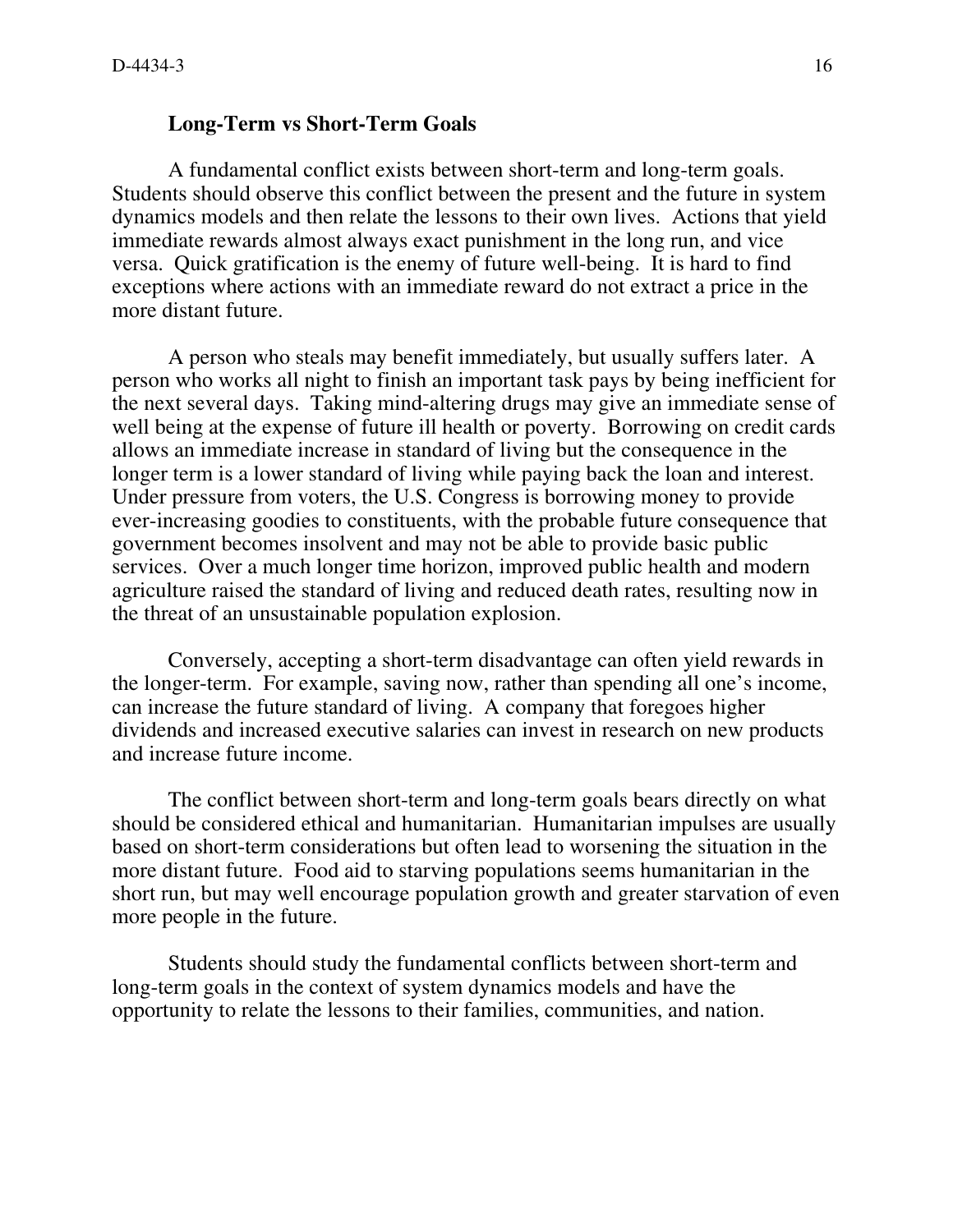## Long-Term vs Short-Term Goals

A fundamental conflict exists between short-term and long-term goals. Students should observe this conflict between the present and the future in system dynamics models and then relate the lessons to their own lives. Actions that yield immediate rewards almost always exact punishment in the long run, and vice versa. Quick gratification is the enemy of future well-being. It is hard to find exceptions where actions with an immediate reward do not extract a price in the more distant future.

A person who steals may benefit immediately, but usually suffers later. A person who works all night to finish an important task pays by being inefficient for the next several days. Taking mind-altering drugs may give an immediate sense of well being at the expense of future ill health or poverty. Borrowing on credit cards allows an immediate increase in standard of living but the consequence in the longer term is a lower standard of living while paying back the loan and interest. Under pressure from voters, the U.S. Congress is borrowing money to provide ever-increasing goodies to constituents, with the probable future consequence that government becomes insolvent and may not be able to provide basic public services. Over a much longer time horizon, improved public health and modern agriculture raised the standard of living and reduced death rates, resulting now in the threat of an unsustainable population explosion.

Conversely, accepting a short-term disadvantage can often yield rewards in the longer-term. For example, saving now, rather than spending all one's income, can increase the future standard of living. A company that foregoes higher dividends and increased executive salaries can invest in research on new products and increase future income.

The conflict between short-term and long-term goals bears directly on what should be considered ethical and humanitarian. Humanitarian impulses are usually based on short-term considerations but often lead to worsening the situation in the more distant future. Food aid to starving populations seems humanitarian in the short run, but may well encourage population growth and greater starvation of even more people in the future.

Students should study the fundamental conflicts between short-term and long-term goals in the context of system dynamics models and have the opportunity to relate the lessons to their families, communities, and nation.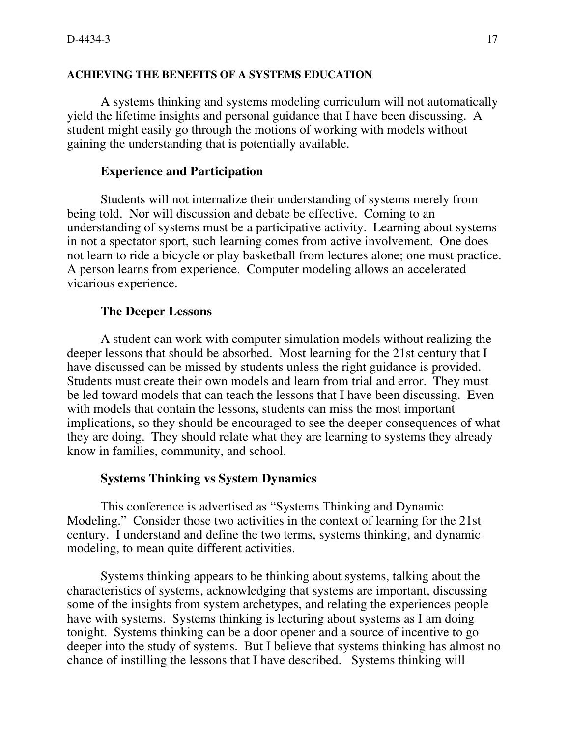## ACHIEVING THE BENEFITS OF A SYSTEMS EDUCATION

A systems thinking and systems modeling curriculum will not automatically yield the lifetime insights and personal guidance that I have been discussing. A student might easily go through the motions of working with models without gaining the understanding that is potentially available.

### Experience and Participation

Students will not internalize their understanding of systems merely from being told. Nor will discussion and debate be effective. Coming to an understanding of systems must be a participative activity. Learning about systems in not a spectator sport, such learning comes from active involvement. One does not learn to ride a bicycle or play basketball from lectures alone; one must practice. A person learns from experience. Computer modeling allows an accelerated vicarious experience.

### The Deeper Lessons

A student can work with computer simulation models without realizing the deeper lessons that should be absorbed. Most learning for the 21st century that I have discussed can be missed by students unless the right guidance is provided. Students must create their own models and learn from trial and error. They must be led toward models that can teach the lessons that I have been discussing. Even with models that contain the lessons, students can miss the most important implications, so they should be encouraged to see the deeper consequences of what they are doing. They should relate what they are learning to systems they already know in families, community, and school.

### Systems Thinking vs System Dynamics

This conference is advertised as "Systems Thinking and Dynamic Modeling." Consider those two activities in the context of learning for the 21st century. I understand and define the two terms, systems thinking, and dynamic modeling, to mean quite different activities.

Systems thinking appears to be thinking about systems, talking about the characteristics of systems, acknowledging that systems are important, discussing some of the insights from system archetypes, and relating the experiences people have with systems. Systems thinking is lecturing about systems as I am doing tonight. Systems thinking can be a door opener and a source of incentive to go deeper into the study of systems. But I believe that systems thinking has almost no chance of instilling the lessons that I have described. Systems thinking will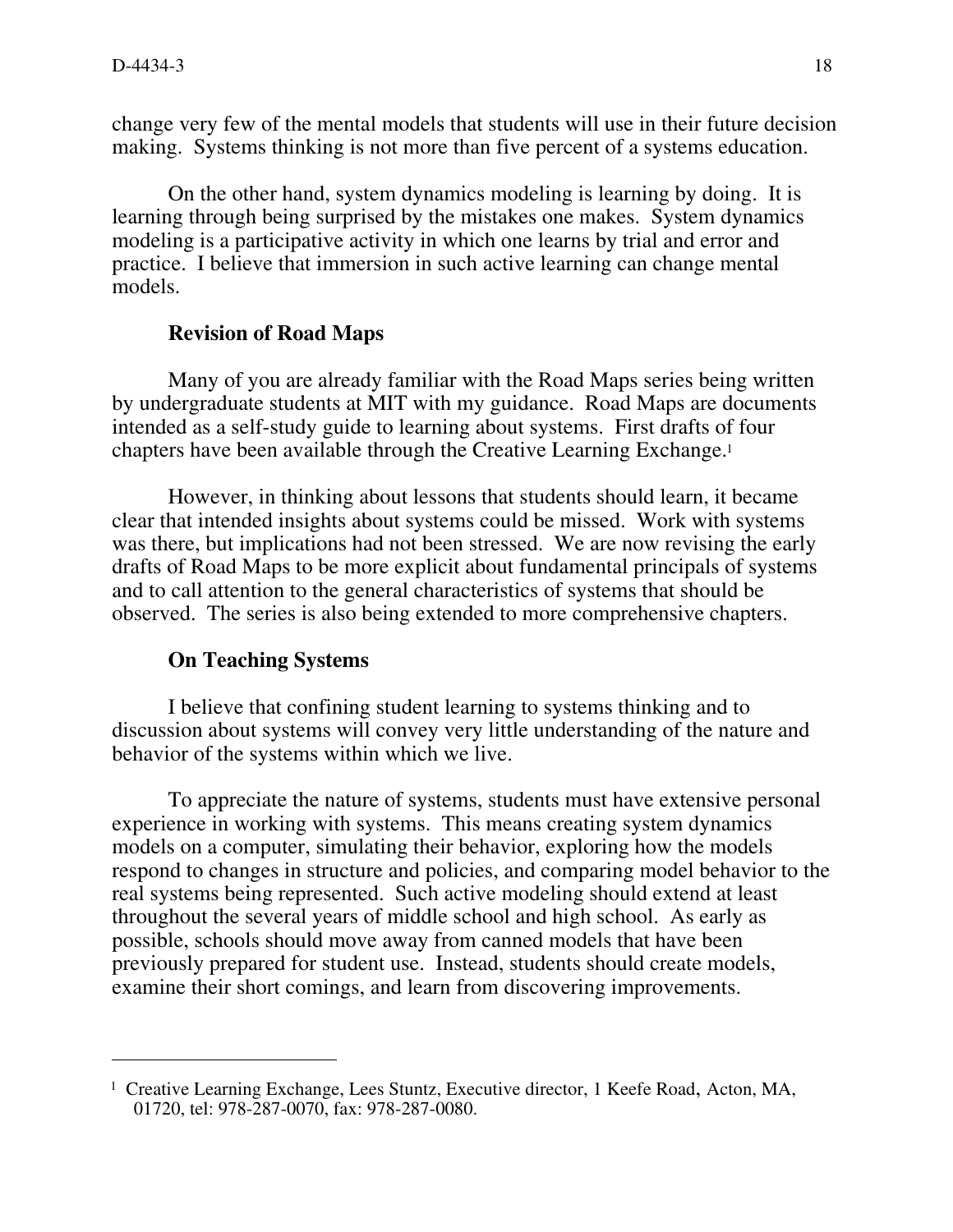change very few of the mental models that students will use in their future decision making. Systems thinking is not more than five percent of a systems education.

On the other hand, system dynamics modeling is learning by doing. It is learning through being surprised by the mistakes one makes. System dynamics modeling is a participative activity in which one learns by trial and error and practice. I believe that immersion in such active learning can change mental models.

### Revision of Road Maps

Many of you are already familiar with the Road Maps series being written by undergraduate students at MIT with my guidance. Road Maps are documents intended as a self-study guide to learning about systems. First drafts of four chapters have been available through the Creative Learning Exchange.[1]

However, in thinking about lessons that students should learn, it became clear that intended insights about systems could be missed. Work with systems was there, but implications had not been stressed. We are now revising the early drafts of Road Maps to be more explicit about fundamental principals of systems and to call attention to the general characteristics of systems that should be observed. The series is also being extended to more comprehensive chapters.

### On Teaching Systems

I believe that confining student learning to systems thinking and to discussion about systems will convey very little understanding of the nature and behavior of the systems within which we live.

To appreciate the nature of systems, students must have extensive personal experience in working with systems. This means creating system dynamics models on a computer, simulating their behavior, exploring how the models respond to changes in structure and policies, and comparing model behavior to the real systems being represented. Such active modeling should extend at least throughout the several years of middle school and high school. As early as possible, schools should move away from canned models that have been previously prepared for student use. Instead, students should create models, examine their short comings, and learn from discovering improvements.

---

[1] Creative Learning Exchange, Lees Stuntz, Executive director, 1 Keefe Road, Acton, MA, 01720, tel: 978-287-0070, fax: 978-287-0080.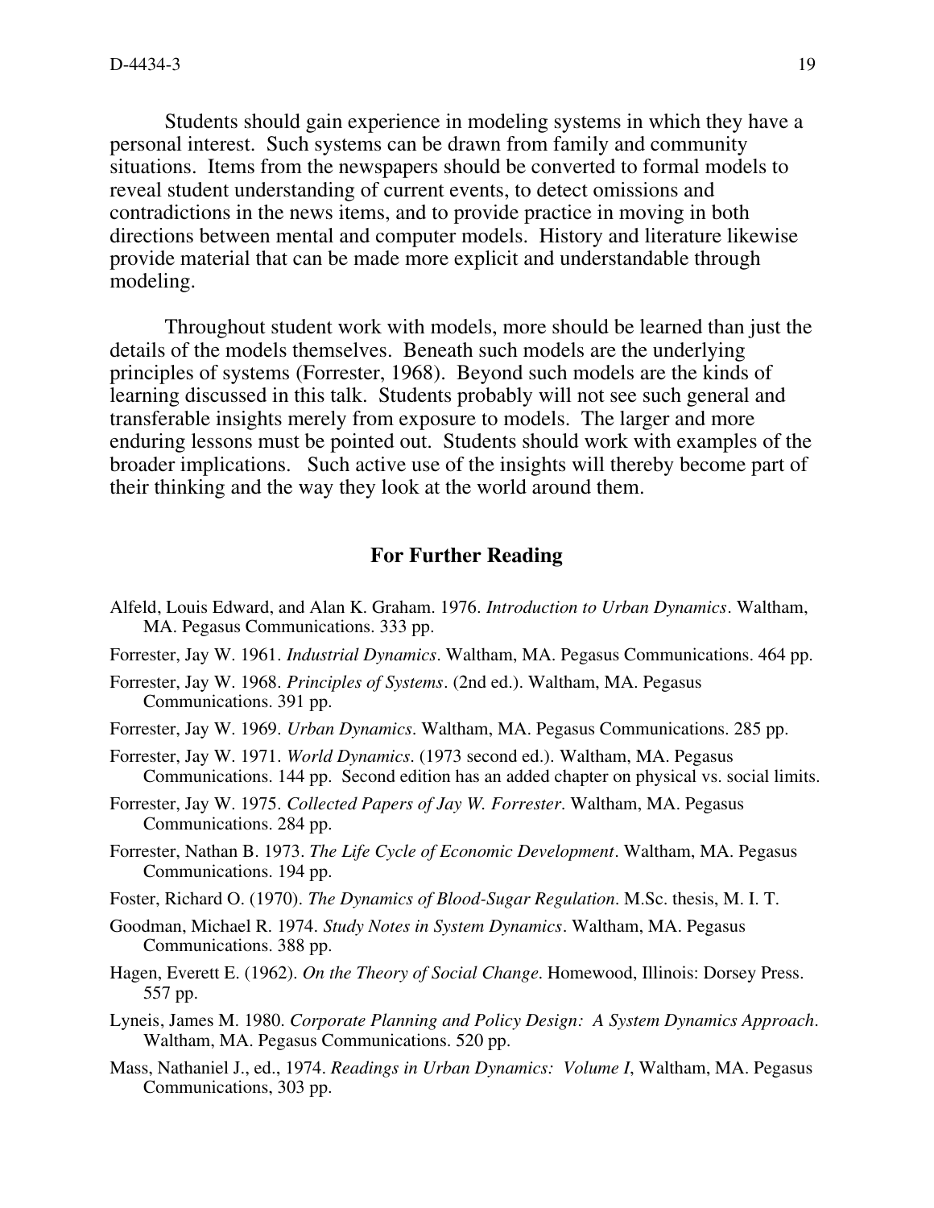Students should gain experience in modeling systems in which they have a personal interest. Such systems can be drawn from family and community situations. Items from the newspapers should be converted to formal models to reveal student understanding of current events, to detect omissions and contradictions in the news items, and to provide practice in moving in both directions between mental and computer models. History and literature likewise provide material that can be made more explicit and understandable through modeling.

Throughout student work with models, more should be learned than just the details of the models themselves. Beneath such models are the underlying principles of systems (Forrester, 1968). Beyond such models are the kinds of learning discussed in this talk. Students probably will not see such general and transferable insights merely from exposure to models. The larger and more enduring lessons must be pointed out. Students should work with examples of the broader implications. Such active use of the insights will thereby become part of their thinking and the way they look at the world around them.

## For Further Reading

Alfeld, Louis Edward, and Alan K. Graham. 1976. *Introduction to Urban Dynamics*. Waltham, MA. Pegasus Communications. 333 pp.

Forrester, Jay W. 1961. *Industrial Dynamics*. Waltham, MA. Pegasus Communications. 464 pp.

Forrester, Jay W. 1968. *Principles of Systems*. (2nd ed.). Waltham, MA. Pegasus Communications. 391 pp.

Forrester, Jay W. 1969. *Urban Dynamics*. Waltham, MA. Pegasus Communications. 285 pp.

Forrester, Jay W. 1971. *World Dynamics*. (1973 second ed.). Waltham, MA. Pegasus Communications. 144 pp. Second edition has an added chapter on physical vs. social limits.

Forrester, Jay W. 1975. *Collected Papers of Jay W. Forrester*. Waltham, MA. Pegasus Communications. 284 pp.

Forrester, Nathan B. 1973. *The Life Cycle of Economic Development*. Waltham, MA. Pegasus Communications. 194 pp.

Foster, Richard O. (1970). *The Dynamics of Blood-Sugar Regulation*. M.Sc. thesis, M. I. T.

Goodman, Michael R. 1974. *Study Notes in System Dynamics*. Waltham, MA. Pegasus Communications. 388 pp.

Hagen, Everett E. (1962). *On the Theory of Social Change*. Homewood, Illinois: Dorsey Press. 557 pp.

Lyneis, James M. 1980. *Corporate Planning and Policy Design: A System Dynamics Approach*. Waltham, MA. Pegasus Communications. 520 pp.

Mass, Nathaniel J., ed., 1974. *Readings in Urban Dynamics: Volume I*, Waltham, MA. Pegasus Communications, 303 pp.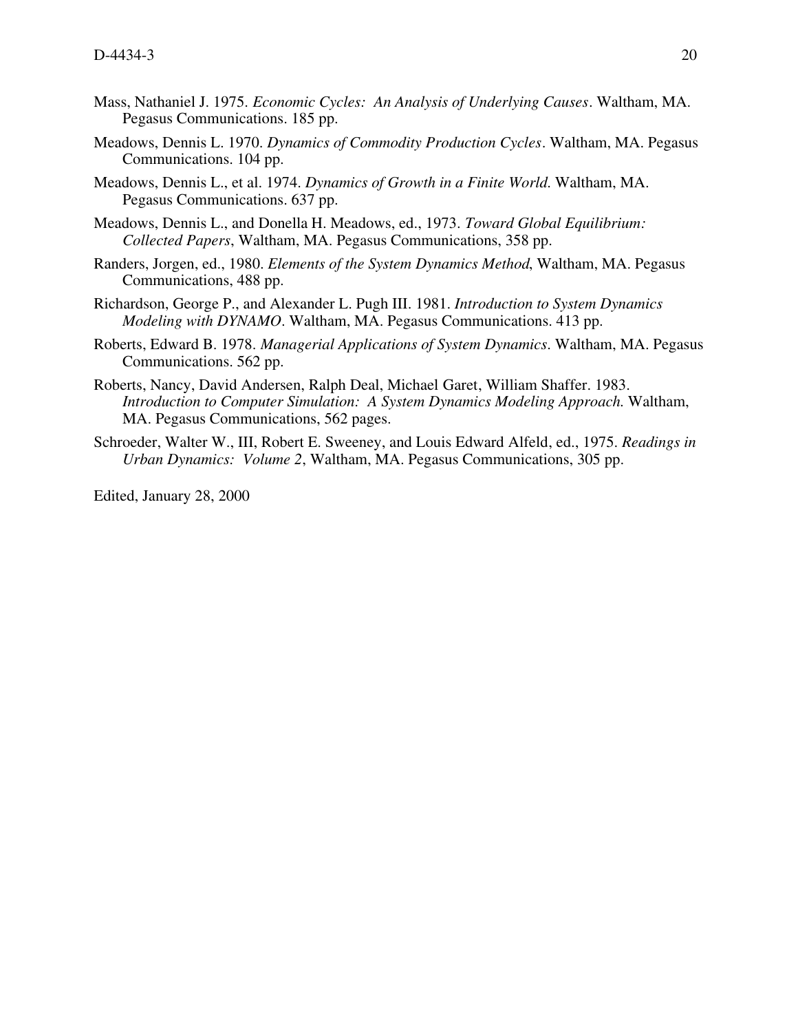Mass, Nathaniel J. 1975. *Economic Cycles: An Analysis of Underlying Causes*. Waltham, MA. Pegasus Communications. 185 pp.

Meadows, Dennis L. 1970. *Dynamics of Commodity Production Cycles*. Waltham, MA. Pegasus Communications. 104 pp.

Meadows, Dennis L., et al. 1974. *Dynamics of Growth in a Finite World.* Waltham, MA. Pegasus Communications. 637 pp.

Meadows, Dennis L., and Donella H. Meadows, ed., 1973. *Toward Global Equilibrium: Collected Papers*, Waltham, MA. Pegasus Communications, 358 pp.

Randers, Jorgen, ed., 1980. *Elements of the System Dynamics Method*, Waltham, MA. Pegasus Communications, 488 pp.

Richardson, George P., and Alexander L. Pugh III. 1981. *Introduction to System Dynamics Modeling with DYNAMO*. Waltham, MA. Pegasus Communications. 413 pp.

Roberts, Edward B. 1978. *Managerial Applications of System Dynamics*. Waltham, MA. Pegasus Communications. 562 pp.

Roberts, Nancy, David Andersen, Ralph Deal, Michael Garet, William Shaffer. 1983. *Introduction to Computer Simulation: A System Dynamics Modeling Approach.* Waltham, MA. Pegasus Communications, 562 pages.

Schroeder, Walter W., III, Robert E. Sweeney, and Louis Edward Alfeld, ed., 1975. *Readings in Urban Dynamics: Volume 2*, Waltham, MA. Pegasus Communications, 305 pp.

Edited, January 28, 2000